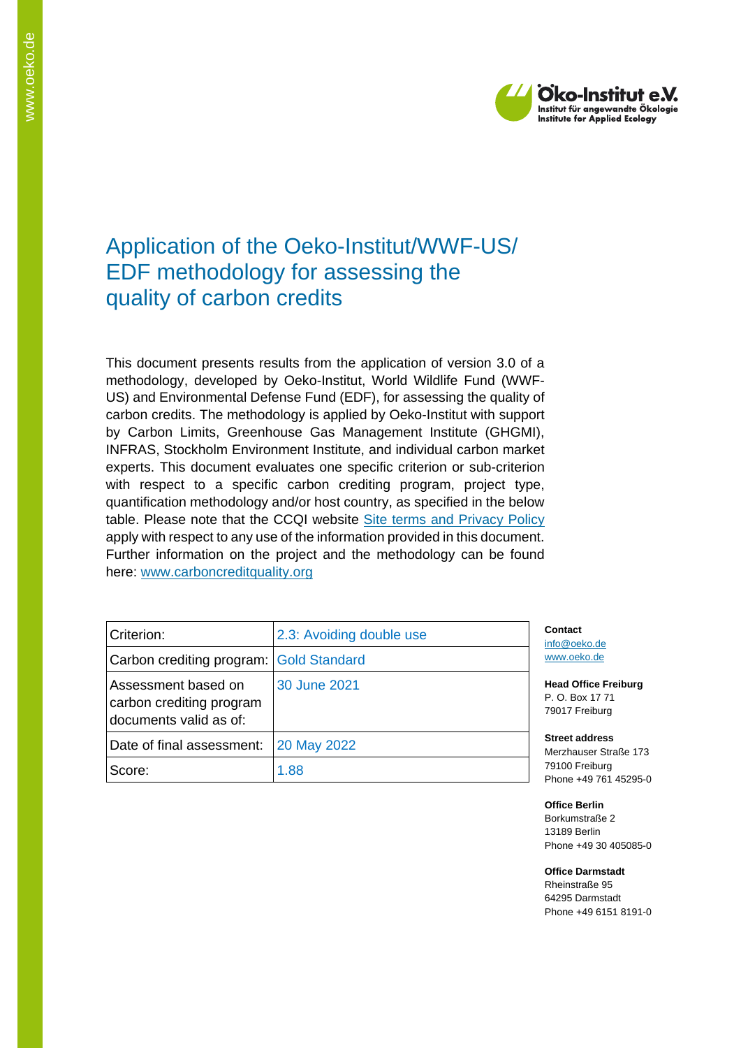# Application of the Oeko-Institut/WWF-US/ EDF methodology for assessing the quality of carbon credits

This document presents results from the application of version 3.0 of a methodology, developed by Oeko-Institut, World Wildlife Fund (WWF-US) and Environmental Defense Fund (EDF), for assessing the quality of carbon credits. The methodology is applied by Oeko-Institut with support by Carbon Limits, Greenhouse Gas Management Institute (GHGMI), INFRAS, Stockholm Environment Institute, and individual carbon market experts. This document evaluates one specific criterion or sub-criterion with respect to a specific carbon crediting program, project type, quantification methodology and/or host country, as specified in the below table. Please note that the CCQI website Site terms and Privacy Policy apply with respect to any use of the information provided in this document. Further information on the project and the methodology can be found here: www.carboncreditquality.org

| Criterion: | 2.3: Avoiding double use |
|---|---|
| Carbon crediting program: | Gold Standard |
| Assessment based on carbon crediting program documents valid as of: | 30 June 2021 |
| Date of final assessment: | 20 May 2022 |
| Score: | 1.88 |

**Contact**
info@oeko.de
www.oeko.de

**Head Office Freiburg**
P. O. Box 17 71
79017 Freiburg

**Street address**
Merzhauser Straße 173
79100 Freiburg
Phone +49 761 45295-0

**Office Berlin**
Borkumstraße 2
13189 Berlin
Phone +49 30 405085-0

**Office Darmstadt**
Rheinstraße 95
64295 Darmstadt
Phone +49 6151 8191-0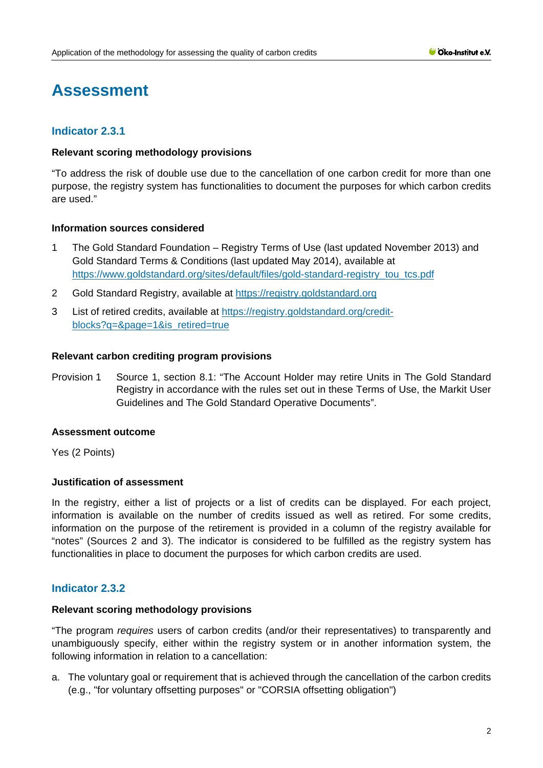# Assessment

## Indicator 2.3.1

### Relevant scoring methodology provisions

"To address the risk of double use due to the cancellation of one carbon credit for more than one purpose, the registry system has functionalities to document the purposes for which carbon credits are used."

### Information sources considered

1. The Gold Standard Foundation – Registry Terms of Use (last updated November 2013) and Gold Standard Terms & Conditions (last updated May 2014), available at https://www.goldstandard.org/sites/default/files/gold-standard-registry_tou_tcs.pdf
2. Gold Standard Registry, available at https://registry.goldstandard.org
3. List of retired credits, available at https://registry.goldstandard.org/credit-blocks?q=&page=1&is_retired=true

### Relevant carbon crediting program provisions

Provision 1 Source 1, section 8.1: "The Account Holder may retire Units in The Gold Standard Registry in accordance with the rules set out in these Terms of Use, the Markit User Guidelines and The Gold Standard Operative Documents".

### Assessment outcome

Yes (2 Points)

### Justification of assessment

In the registry, either a list of projects or a list of credits can be displayed. For each project, information is available on the number of credits issued as well as retired. For some credits, information on the purpose of the retirement is provided in a column of the registry available for "notes" (Sources 2 and 3). The indicator is considered to be fulfilled as the registry system has functionalities in place to document the purposes for which carbon credits are used.

## Indicator 2.3.2

### Relevant scoring methodology provisions

"The program *requires* users of carbon credits (and/or their representatives) to transparently and unambiguously specify, either within the registry system or in another information system, the following information in relation to a cancellation:

a. The voluntary goal or requirement that is achieved through the cancellation of the carbon credits (e.g., "for voluntary offsetting purposes" or "CORSIA offsetting obligation")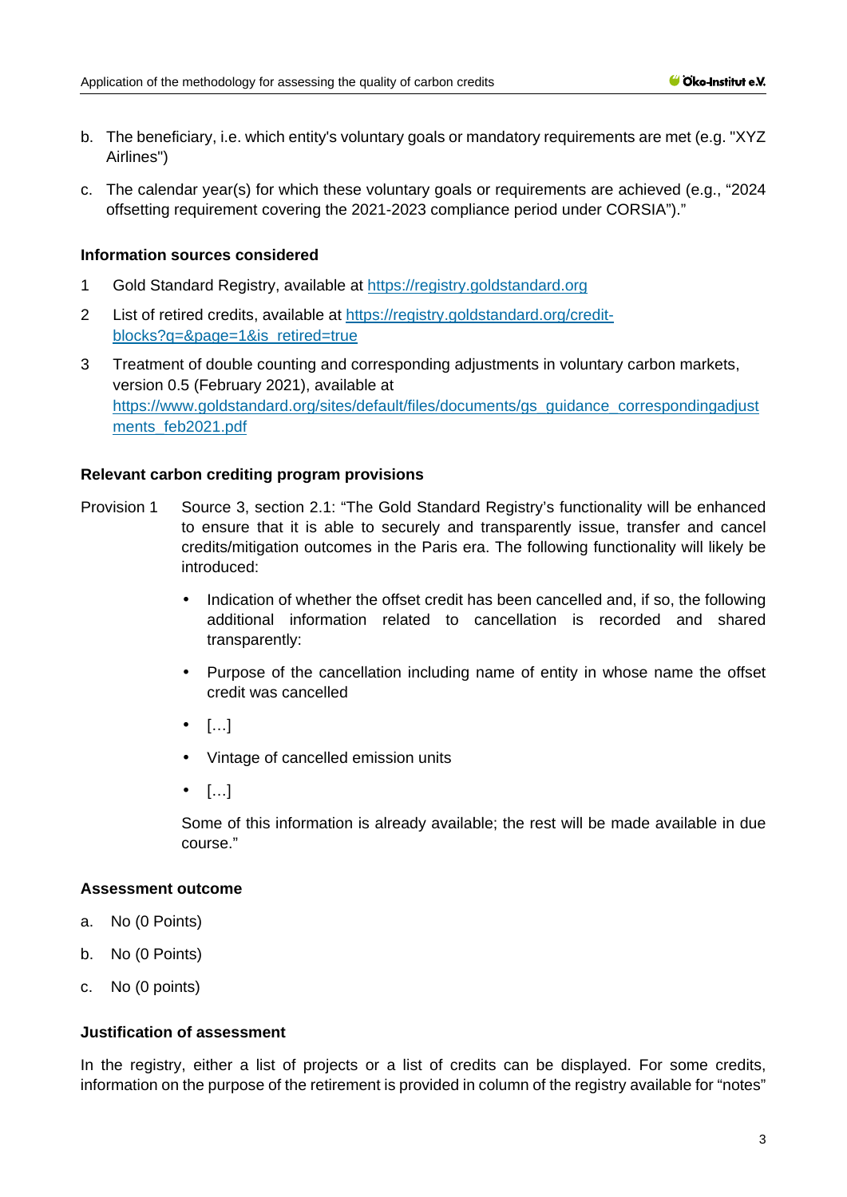b. The beneficiary, i.e. which entity's voluntary goals or mandatory requirements are met (e.g. "XYZ Airlines")

c. The calendar year(s) for which these voluntary goals or requirements are achieved (e.g., "2024 offsetting requirement covering the 2021-2023 compliance period under CORSIA")."

**Information sources considered**

1 Gold Standard Registry, available at https://registry.goldstandard.org

2 List of retired credits, available at https://registry.goldstandard.org/credit-blocks?q=&page=1&is_retired=true

3 Treatment of double counting and corresponding adjustments in voluntary carbon markets, version 0.5 (February 2021), available at https://www.goldstandard.org/sites/default/files/documents/gs_guidance_correspondingadjustments_feb2021.pdf

**Relevant carbon crediting program provisions**

Provision 1 Source 3, section 2.1: "The Gold Standard Registry's functionality will be enhanced to ensure that it is able to securely and transparently issue, transfer and cancel credits/mitigation outcomes in the Paris era. The following functionality will likely be introduced:

- Indication of whether the offset credit has been cancelled and, if so, the following additional information related to cancellation is recorded and shared transparently:
- Purpose of the cancellation including name of entity in whose name the offset credit was cancelled
- […]
- Vintage of cancelled emission units
- […]

Some of this information is already available; the rest will be made available in due course."

**Assessment outcome**

a. No (0 Points)

b. No (0 Points)

c. No (0 points)

**Justification of assessment**

In the registry, either a list of projects or a list of credits can be displayed. For some credits, information on the purpose of the retirement is provided in column of the registry available for "notes"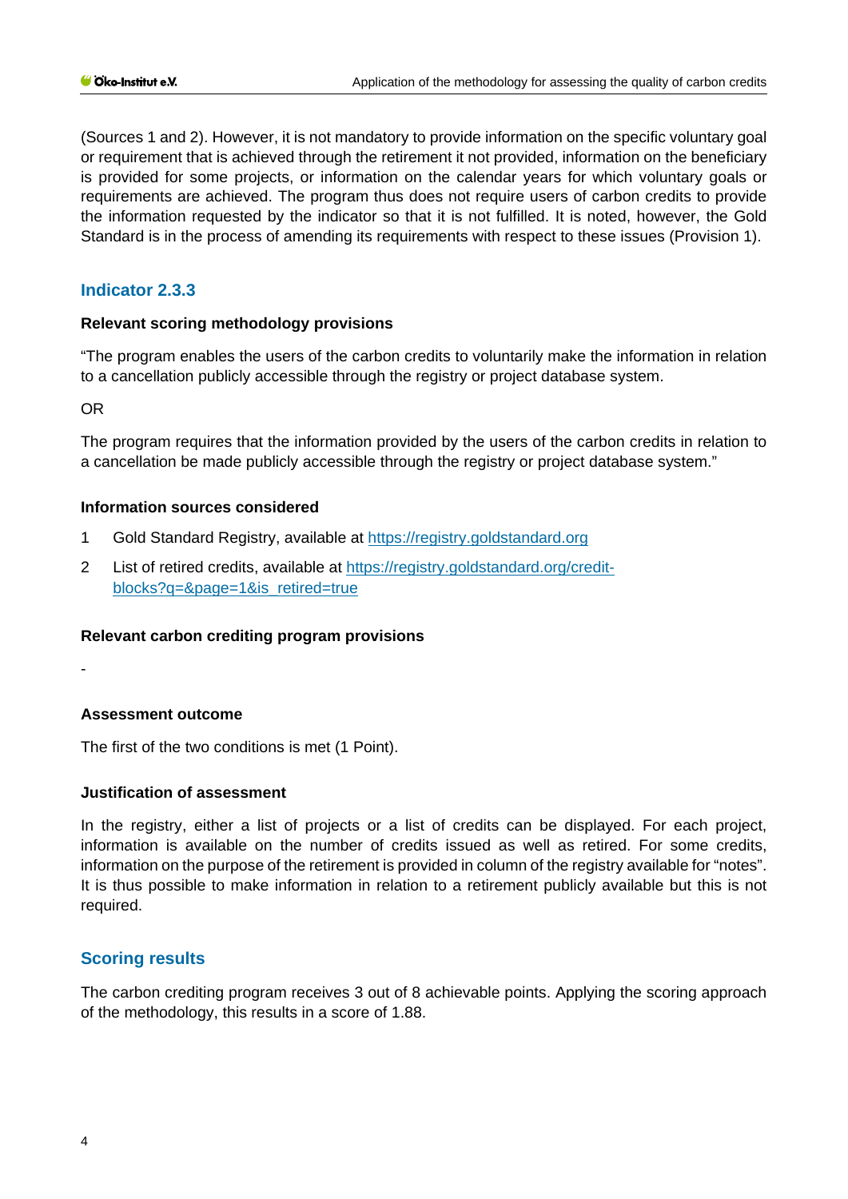(Sources 1 and 2). However, it is not mandatory to provide information on the specific voluntary goal or requirement that is achieved through the retirement it not provided, information on the beneficiary is provided for some projects, or information on the calendar years for which voluntary goals or requirements are achieved. The program thus does not require users of carbon credits to provide the information requested by the indicator so that it is not fulfilled. It is noted, however, the Gold Standard is in the process of amending its requirements with respect to these issues (Provision 1).

## Indicator 2.3.3

**Relevant scoring methodology provisions**

"The program enables the users of the carbon credits to voluntarily make the information in relation to a cancellation publicly accessible through the registry or project database system.

OR

The program requires that the information provided by the users of the carbon credits in relation to a cancellation be made publicly accessible through the registry or project database system."

**Information sources considered**

1 Gold Standard Registry, available at https://registry.goldstandard.org

2 List of retired credits, available at https://registry.goldstandard.org/credit-blocks?q=&page=1&is_retired=true

**Relevant carbon crediting program provisions**

-

**Assessment outcome**

The first of the two conditions is met (1 Point).

**Justification of assessment**

In the registry, either a list of projects or a list of credits can be displayed. For each project, information is available on the number of credits issued as well as retired. For some credits, information on the purpose of the retirement is provided in column of the registry available for "notes". It is thus possible to make information in relation to a retirement publicly available but this is not required.

## Scoring results

The carbon crediting program receives 3 out of 8 achievable points. Applying the scoring approach of the methodology, this results in a score of 1.88.